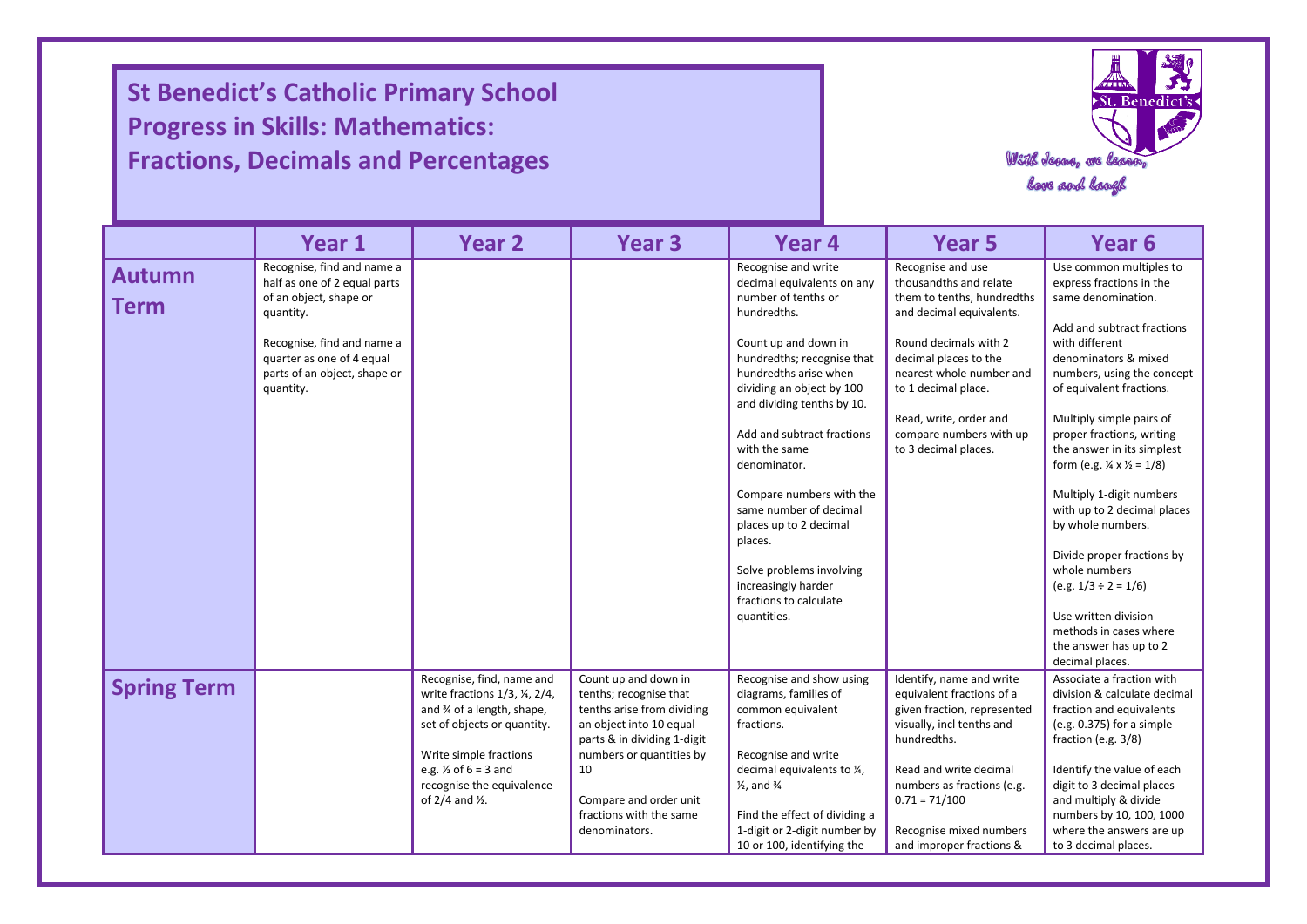# St Benedict's Catholic Primary School
# Progress in Skills: Mathematics:
# Fractions, Decimals and Percentages

With Jesus, we learn, love and laugh

| | Year 1 | Year 2 | Year 3 | Year 4 | Year 5 | Year 6 |
|---|---|---|---|---|---|---|
| **Autumn Term** | Recognise, find and name a half as one of 2 equal parts of an object, shape or quantity.<br><br>Recognise, find and name a quarter as one of 4 equal parts of an object, shape or quantity. | | | Recognise and write decimal equivalents on any number of tenths or hundredths.<br><br>Count up and down in hundredths; recognise that hundredths arise when dividing an object by 100 and dividing tenths by 10.<br><br>Add and subtract fractions with the same denominator.<br><br>Compare numbers with the same number of decimal places up to 2 decimal places.<br><br>Solve problems involving increasingly harder fractions to calculate quantities. | Recognise and use thousandths and relate them to tenths, hundredths and decimal equivalents.<br><br>Round decimals with 2 decimal places to the nearest whole number and to 1 decimal place.<br><br>Read, write, order and compare numbers with up to 3 decimal places. | Use common multiples to express fractions in the same denomination.<br><br>Add and subtract fractions with different denominators & mixed numbers, using the concept of equivalent fractions.<br><br>Multiply simple pairs of proper fractions, writing the answer in its simplest form (e.g. ¼ x ½ = 1/8)<br><br>Multiply 1-digit numbers with up to 2 decimal places by whole numbers.<br><br>Divide proper fractions by whole numbers (e.g. 1/3 ÷ 2 = 1/6)<br><br>Use written division methods in cases where the answer has up to 2 decimal places. |
| **Spring Term** | | Recognise, find, name and write fractions 1/3, ¼, 2/4, and ¾ of a length, shape, set of objects or quantity.<br><br>Write simple fractions e.g. ½ of 6 = 3 and recognise the equivalence of 2/4 and ½. | Count up and down in tenths; recognise that tenths arise from dividing an object into 10 equal parts & in dividing 1-digit numbers or quantities by 10<br><br>Compare and order unit fractions with the same denominators. | Recognise and show using diagrams, families of common equivalent fractions.<br><br>Recognise and write decimal equivalents to ¼, ½, and ¾<br><br>Find the effect of dividing a 1-digit or 2-digit number by 10 or 100, identifying the | Identify, name and write equivalent fractions of a given fraction, represented visually, incl tenths and hundredths.<br><br>Read and write decimal numbers as fractions (e.g. 0.71 = 71/100<br><br>Recognise mixed numbers and improper fractions & | Associate a fraction with division & calculate decimal fraction and equivalents (e.g. 0.375) for a simple fraction (e.g. 3/8)<br><br>Identify the value of each digit to 3 decimal places and multiply & divide numbers by 10, 100, 1000 where the answers are up to 3 decimal places. |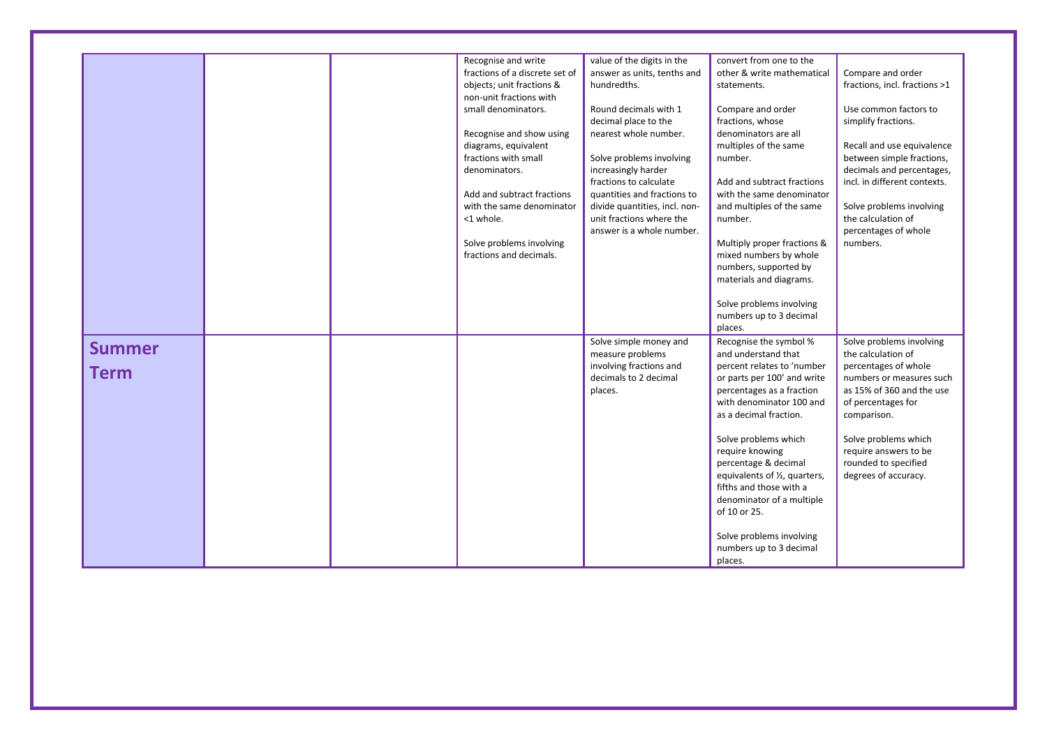| | | | | | | |
|---|---|---|---|---|---|---|
| | | | Recognise and write fractions of a discrete set of objects; unit fractions & non-unit fractions with small denominators.<br><br>Recognise and show using diagrams, equivalent fractions with small denominators.<br><br>Add and subtract fractions with the same denominator <1 whole.<br><br>Solve problems involving fractions and decimals. | value of the digits in the answer as units, tenths and hundredths.<br><br>Round decimals with 1 decimal place to the nearest whole number.<br><br>Solve problems involving increasingly harder fractions to calculate quantities and fractions to divide quantities, incl. non-unit fractions where the answer is a whole number. | convert from one to the other & write mathematical statements.<br><br>Compare and order fractions, whose denominators are all multiples of the same number.<br><br>Add and subtract fractions with the same denominator and multiples of the same number.<br><br>Multiply proper fractions & mixed numbers by whole numbers, supported by materials and diagrams.<br><br>Solve problems involving numbers up to 3 decimal places. | Compare and order fractions, incl. fractions >1<br><br>Use common factors to simplify fractions.<br><br>Recall and use equivalence between simple fractions, decimals and percentages, incl. in different contexts.<br><br>Solve problems involving the calculation of percentages of whole numbers. |
| **Summer Term** | | | | Solve simple money and measure problems involving fractions and decimals to 2 decimal places. | Recognise the symbol % and understand that percent relates to 'number or parts per 100' and write percentages as a fraction with denominator 100 and as a decimal fraction.<br><br>Solve problems which require knowing percentage & decimal equivalents of ½, quarters, fifths and those with a denominator of a multiple of 10 or 25.<br><br>Solve problems involving numbers up to 3 decimal places. | Solve problems involving the calculation of percentages of whole numbers or measures such as 15% of 360 and the use of percentages for comparison.<br><br>Solve problems which require answers to be rounded to specified degrees of accuracy. |